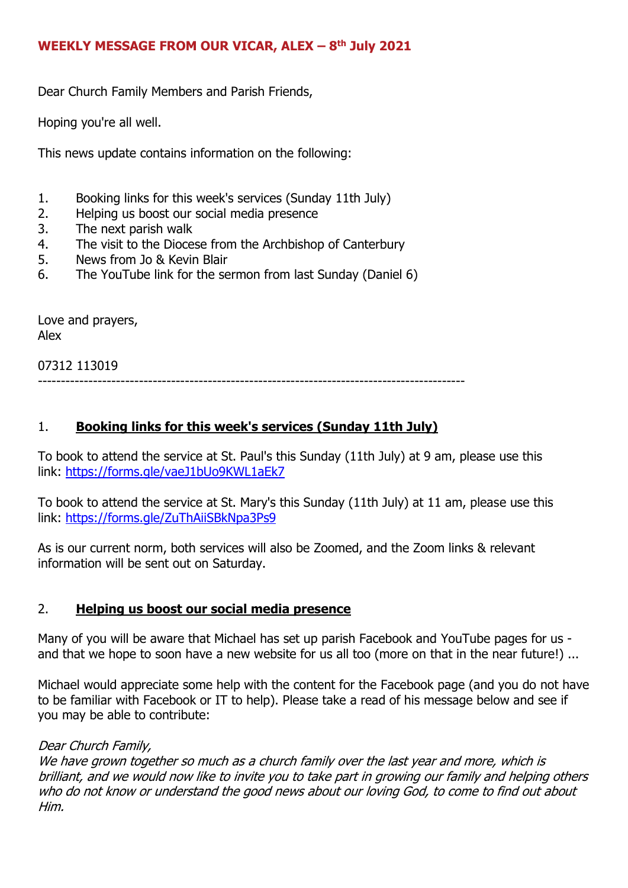**WEEKLY MESSAGE FROM OUR VICAR, ALEX – 8th July 2021**

Dear Church Family Members and Parish Friends,

Hoping you're all well.

This news update contains information on the following:

1. Booking links for this week's services (Sunday 11th July)
2. Helping us boost our social media presence
3. The next parish walk
4. The visit to the Diocese from the Archbishop of Canterbury
5. News from Jo & Kevin Blair
6. The YouTube link for the sermon from last Sunday (Daniel 6)

Love and prayers,
Alex

07312 113019

---

## 1. **Booking links for this week's services (Sunday 11th July)**

To book to attend the service at St. Paul's this Sunday (11th July) at 9 am, please use this link: https://forms.gle/vaeJ1bUo9KWL1aEk7

To book to attend the service at St. Mary's this Sunday (11th July) at 11 am, please use this link: https://forms.gle/ZuThAiiSBkNpa3Ps9

As is our current norm, both services will also be Zoomed, and the Zoom links & relevant information will be sent out on Saturday.

## 2. **Helping us boost our social media presence**

Many of you will be aware that Michael has set up parish Facebook and YouTube pages for us - and that we hope to soon have a new website for us all too (more on that in the near future!) ...

Michael would appreciate some help with the content for the Facebook page (and you do not have to be familiar with Facebook or IT to help). Please take a read of his message below and see if you may be able to contribute:

*Dear Church Family,*
*We have grown together so much as a church family over the last year and more, which is brilliant, and we would now like to invite you to take part in growing our family and helping others who do not know or understand the good news about our loving God, to come to find out about Him.*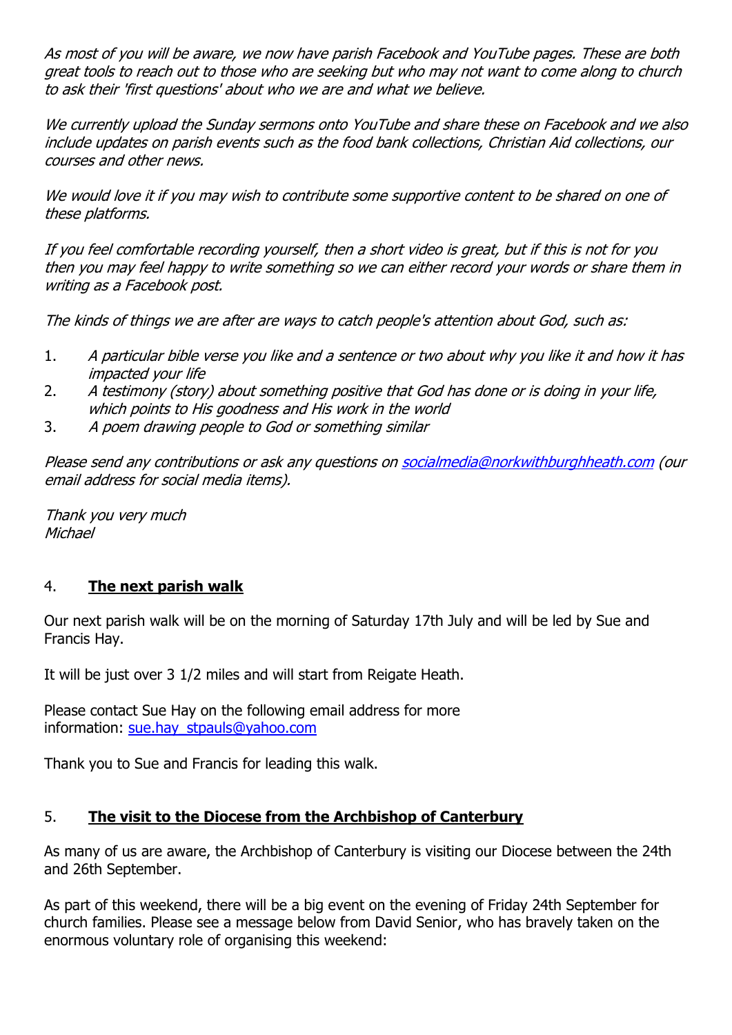*As most of you will be aware, we now have parish Facebook and YouTube pages. These are both great tools to reach out to those who are seeking but who may not want to come along to church to ask their 'first questions' about who we are and what we believe.*

*We currently upload the Sunday sermons onto YouTube and share these on Facebook and we also include updates on parish events such as the food bank collections, Christian Aid collections, our courses and other news.*

*We would love it if you may wish to contribute some supportive content to be shared on one of these platforms.*

*If you feel comfortable recording yourself, then a short video is great, but if this is not for you then you may feel happy to write something so we can either record your words or share them in writing as a Facebook post.*

*The kinds of things we are after are ways to catch people's attention about God, such as:*

1. *A particular bible verse you like and a sentence or two about why you like it and how it has impacted your life*
2. *A testimony (story) about something positive that God has done or is doing in your life, which points to His goodness and His work in the world*
3. *A poem drawing people to God or something similar*

*Please send any contributions or ask any questions on socialmedia@norkwithburghheath.com (our email address for social media items).*

*Thank you very much*
*Michael*

## 4. **The next parish walk**

Our next parish walk will be on the morning of Saturday 17th July and will be led by Sue and Francis Hay.

It will be just over 3 1/2 miles and will start from Reigate Heath.

Please contact Sue Hay on the following email address for more information: sue.hay_stpauls@yahoo.com

Thank you to Sue and Francis for leading this walk.

## 5. **The visit to the Diocese from the Archbishop of Canterbury**

As many of us are aware, the Archbishop of Canterbury is visiting our Diocese between the 24th and 26th September.

As part of this weekend, there will be a big event on the evening of Friday 24th September for church families. Please see a message below from David Senior, who has bravely taken on the enormous voluntary role of organising this weekend: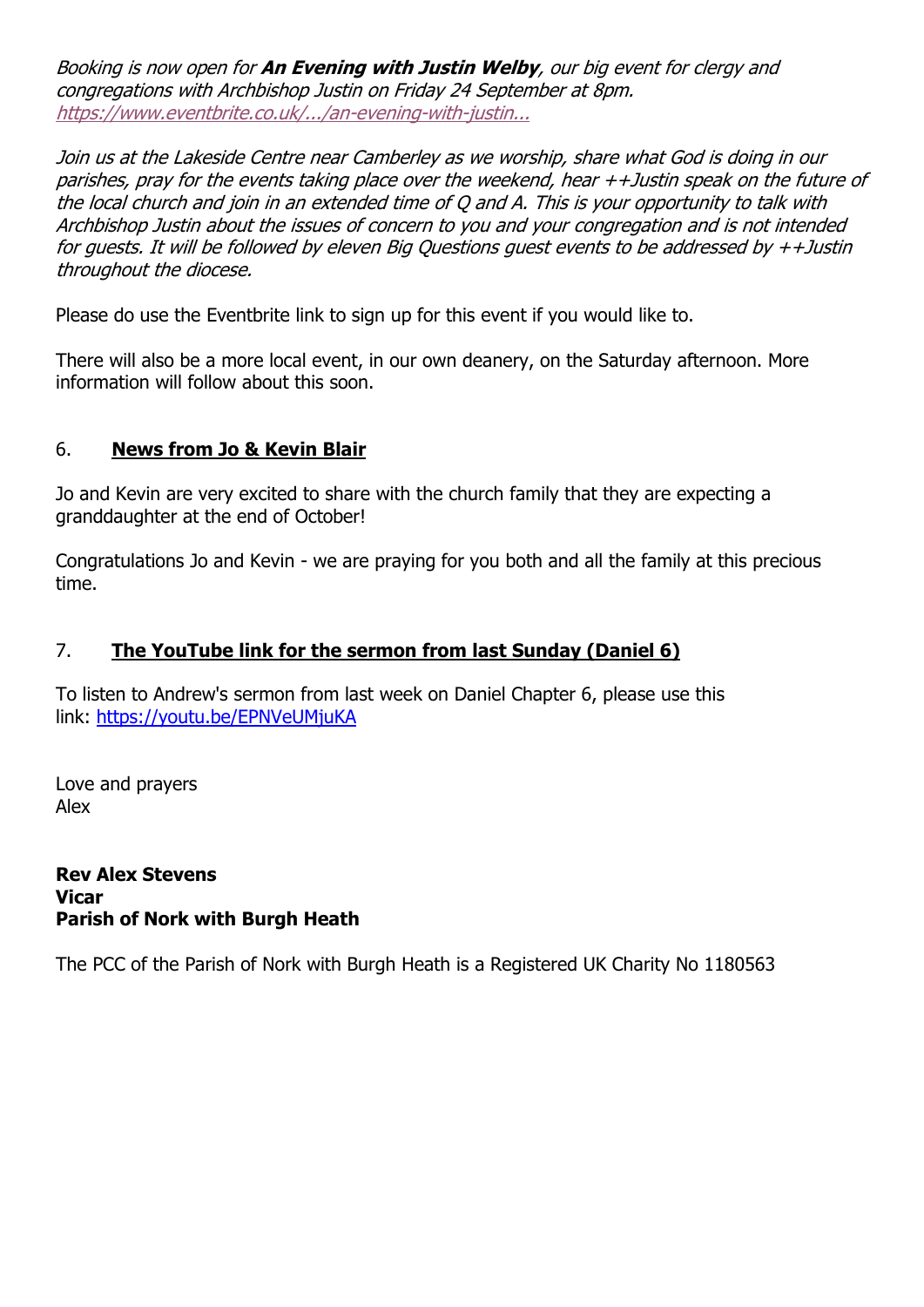*Booking is now open for **An Evening with Justin Welby**, our big event for clergy and congregations with Archbishop Justin on Friday 24 September at 8pm.*
*https://www.eventbrite.co.uk/.../an-evening-with-justin...*

*Join us at the Lakeside Centre near Camberley as we worship, share what God is doing in our parishes, pray for the events taking place over the weekend, hear ++Justin speak on the future of the local church and join in an extended time of Q and A. This is your opportunity to talk with Archbishop Justin about the issues of concern to you and your congregation and is not intended for guests. It will be followed by eleven Big Questions guest events to be addressed by ++Justin throughout the diocese.*

Please do use the Eventbrite link to sign up for this event if you would like to.

There will also be a more local event, in our own deanery, on the Saturday afternoon. More information will follow about this soon.

## 6. **News from Jo & Kevin Blair**

Jo and Kevin are very excited to share with the church family that they are expecting a granddaughter at the end of October!

Congratulations Jo and Kevin - we are praying for you both and all the family at this precious time.

## 7. **The YouTube link for the sermon from last Sunday (Daniel 6)**

To listen to Andrew's sermon from last week on Daniel Chapter 6, please use this link: https://youtu.be/EPNVeUMjuKA

Love and prayers
Alex

**Rev Alex Stevens**
**Vicar**
**Parish of Nork with Burgh Heath**

The PCC of the Parish of Nork with Burgh Heath is a Registered UK Charity No 1180563